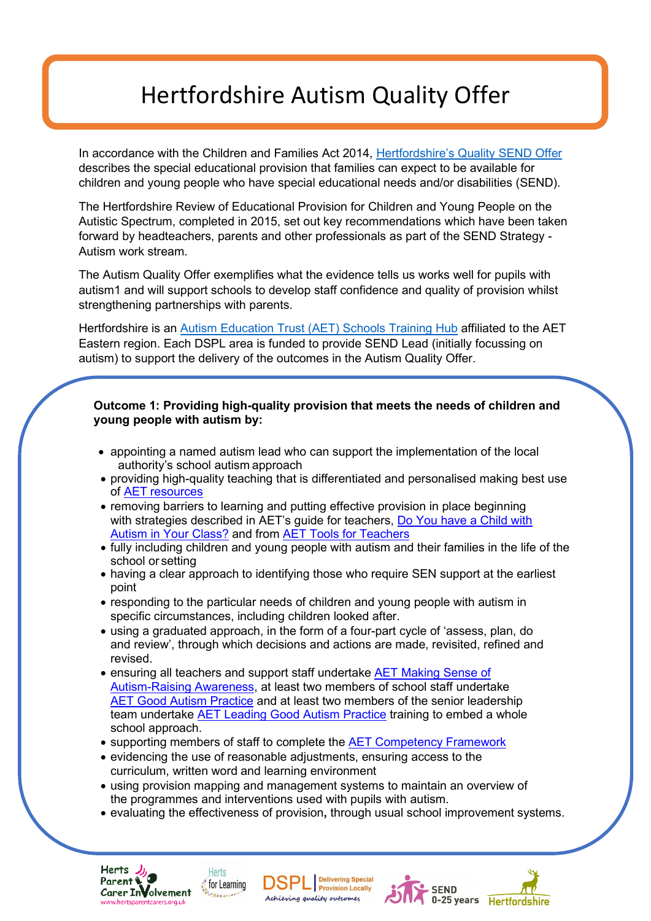# Hertfordshire Autism Quality Offer

In accordance with the Children and Families Act 2014, Hertfordshire's Quality SEND Offer describes the special educational provision that families can expect to be available for children and young people who have special educational needs and/or disabilities (SEND).

The Hertfordshire Review of Educational Provision for Children and Young People on the Autistic Spectrum, completed in 2015, set out key recommendations which have been taken forward by headteachers, parents and other professionals as part of the SEND Strategy - Autism work stream.

The Autism Quality Offer exemplifies what the evidence tells us works well for pupils with autism1 and will support schools to develop staff confidence and quality of provision whilst strengthening partnerships with parents.

Hertfordshire is an Autism Education Trust (AET) Schools Training Hub affiliated to the AET Eastern region. Each DSPL area is funded to provide SEND Lead (initially focussing on autism) to support the delivery of the outcomes in the Autism Quality Offer.

**Outcome 1: Providing high-quality provision that meets the needs of children and young people with autism by:**

- appointing a named autism lead who can support the implementation of the local authority's school autism approach
- providing high-quality teaching that is differentiated and personalised making best use of AET resources
- removing barriers to learning and putting effective provision in place beginning with strategies described in AET's guide for teachers, Do You have a Child with Autism in Your Class? and from AET Tools for Teachers
- fully including children and young people with autism and their families in the life of the school or setting
- having a clear approach to identifying those who require SEN support at the earliest point
- responding to the particular needs of children and young people with autism in specific circumstances, including children looked after.
- using a graduated approach, in the form of a four-part cycle of 'assess, plan, do and review', through which decisions and actions are made, revisited, refined and revised.
- ensuring all teachers and support staff undertake AET Making Sense of Autism-Raising Awareness, at least two members of school staff undertake AET Good Autism Practice and at least two members of the senior leadership team undertake AET Leading Good Autism Practice training to embed a whole school approach.
- supporting members of staff to complete the AET Competency Framework
- evidencing the use of reasonable adjustments, ensuring access to the curriculum, written word and learning environment
- using provision mapping and management systems to maintain an overview of the programmes and interventions used with pupils with autism.
- evaluating the effectiveness of provision, through usual school improvement systems.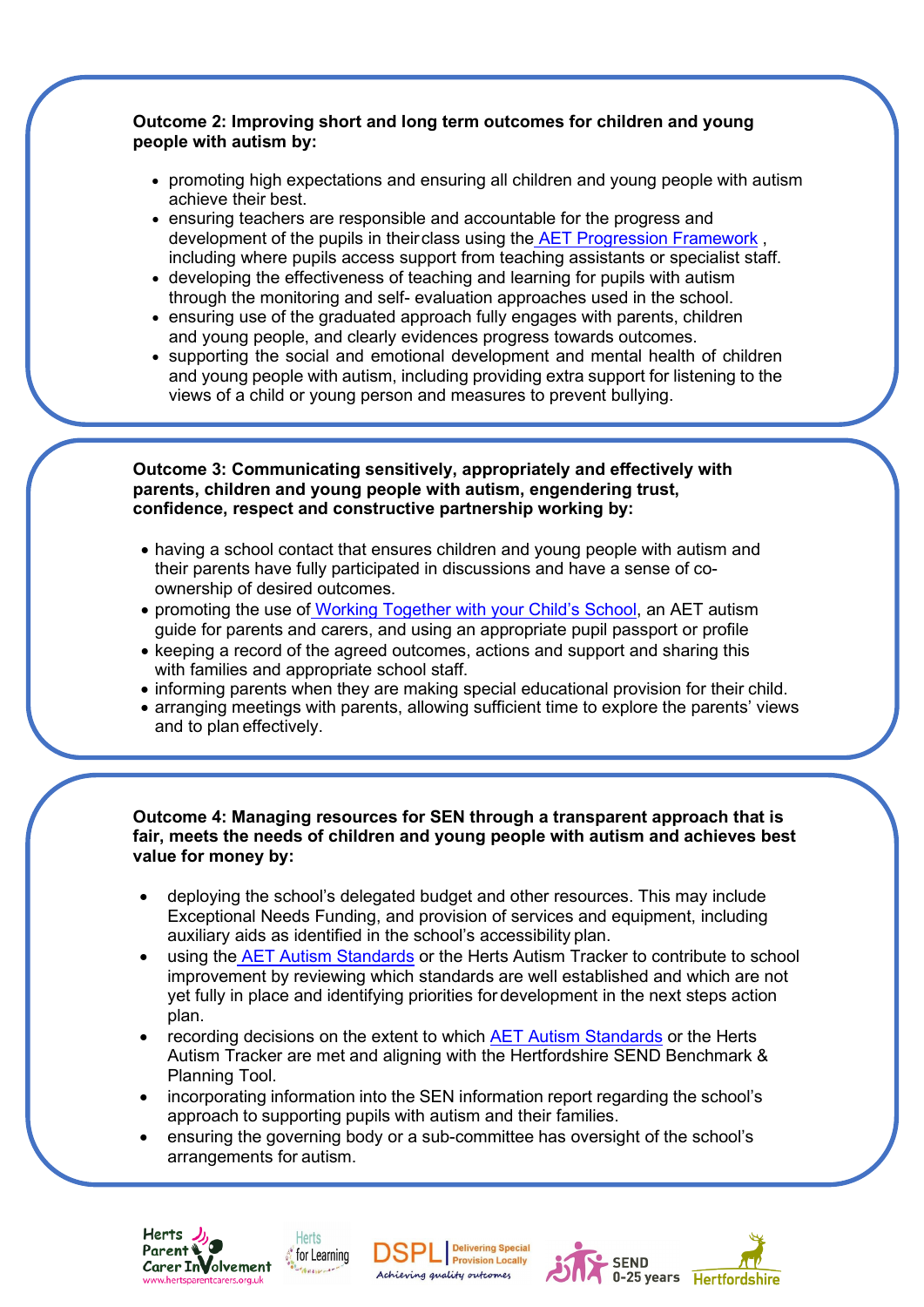**Outcome 2: Improving short and long term outcomes for children and young people with autism by:**

- promoting high expectations and ensuring all children and young people with autism achieve their best.
- ensuring teachers are responsible and accountable for the progress and development of the pupils in their class using the AET Progression Framework , including where pupils access support from teaching assistants or specialist staff.
- developing the effectiveness of teaching and learning for pupils with autism through the monitoring and self- evaluation approaches used in the school.
- ensuring use of the graduated approach fully engages with parents, children and young people, and clearly evidences progress towards outcomes.
- supporting the social and emotional development and mental health of children and young people with autism, including providing extra support for listening to the views of a child or young person and measures to prevent bullying.

**Outcome 3: Communicating sensitively, appropriately and effectively with parents, children and young people with autism, engendering trust, confidence, respect and constructive partnership working by:**

- having a school contact that ensures children and young people with autism and their parents have fully participated in discussions and have a sense of co-ownership of desired outcomes.
- promoting the use of Working Together with your Child's School, an AET autism guide for parents and carers, and using an appropriate pupil passport or profile
- keeping a record of the agreed outcomes, actions and support and sharing this with families and appropriate school staff.
- informing parents when they are making special educational provision for their child.
- arranging meetings with parents, allowing sufficient time to explore the parents' views and to plan effectively.

**Outcome 4: Managing resources for SEN through a transparent approach that is fair, meets the needs of children and young people with autism and achieves best value for money by:**

- deploying the school's delegated budget and other resources. This may include Exceptional Needs Funding, and provision of services and equipment, including auxiliary aids as identified in the school's accessibility plan.
- using the AET Autism Standards or the Herts Autism Tracker to contribute to school improvement by reviewing which standards are well established and which are not yet fully in place and identifying priorities for development in the next steps action plan.
- recording decisions on the extent to which AET Autism Standards or the Herts Autism Tracker are met and aligning with the Hertfordshire SEND Benchmark & Planning Tool.
- incorporating information into the SEN information report regarding the school's approach to supporting pupils with autism and their families.
- ensuring the governing body or a sub-committee has oversight of the school's arrangements for autism.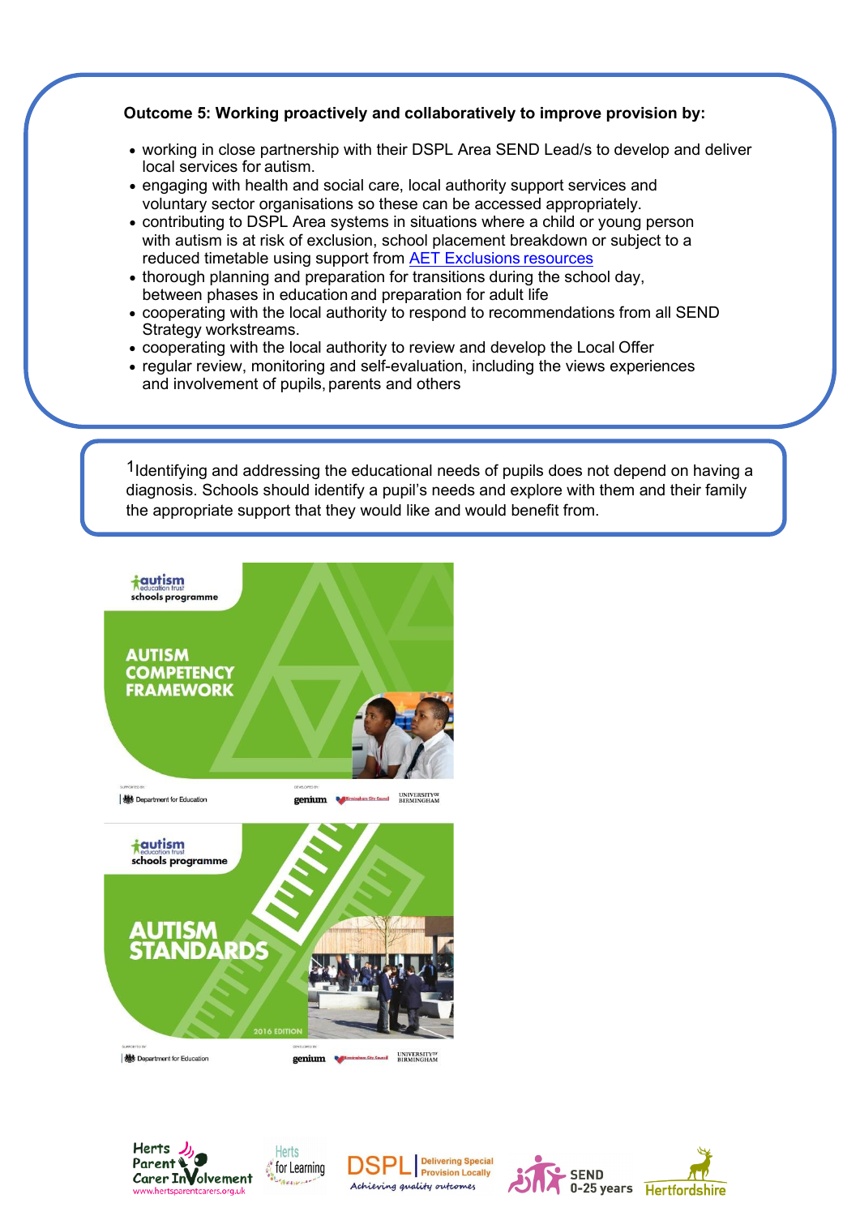**Outcome 5: Working proactively and collaboratively to improve provision by:**

- working in close partnership with their DSPL Area SEND Lead/s to develop and deliver local services for autism.
- engaging with health and social care, local authority support services and voluntary sector organisations so these can be accessed appropriately.
- contributing to DSPL Area systems in situations where a child or young person with autism is at risk of exclusion, school placement breakdown or subject to a reduced timetable using support from AET Exclusions resources
- thorough planning and preparation for transitions during the school day, between phases in education and preparation for adult life
- cooperating with the local authority to respond to recommendations from all SEND Strategy workstreams.
- cooperating with the local authority to review and develop the Local Offer
- regular review, monitoring and self-evaluation, including the views experiences and involvement of pupils, parents and others

[1] Identifying and addressing the educational needs of pupils does not depend on having a diagnosis. Schools should identify a pupil's needs and explore with them and their family the appropriate support that they would like and would benefit from.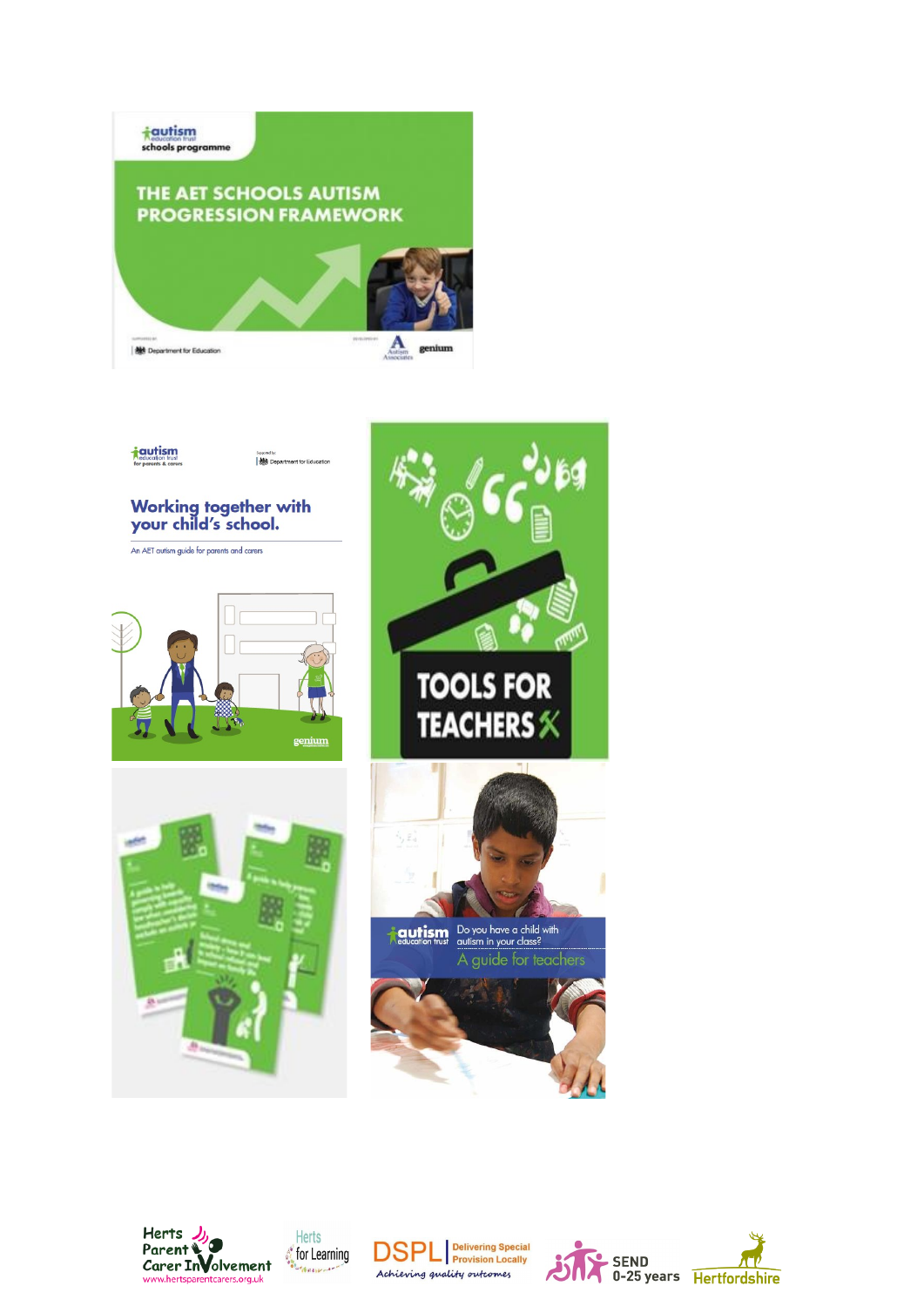autism education trust schools programme

THE AET SCHOOLS AUTISM PROGRESSION FRAMEWORK

Department for Education

Autism Associates genium

autism education trust for parents & carers

Supported by: Department for Education

Working together with your child's school.

An AET autism guide for parents and carers

genium

TOOLS FOR TEACHERS

autism education trust

Do you have a child with autism in your class?

A guide for teachers

Herts Parent Carer Involvement www.hertsparentcarers.org.uk

Herts for Learning

DSPL Delivering Special Provision Locally Achieving quality outcomes

SEND 0-25 years

Hertfordshire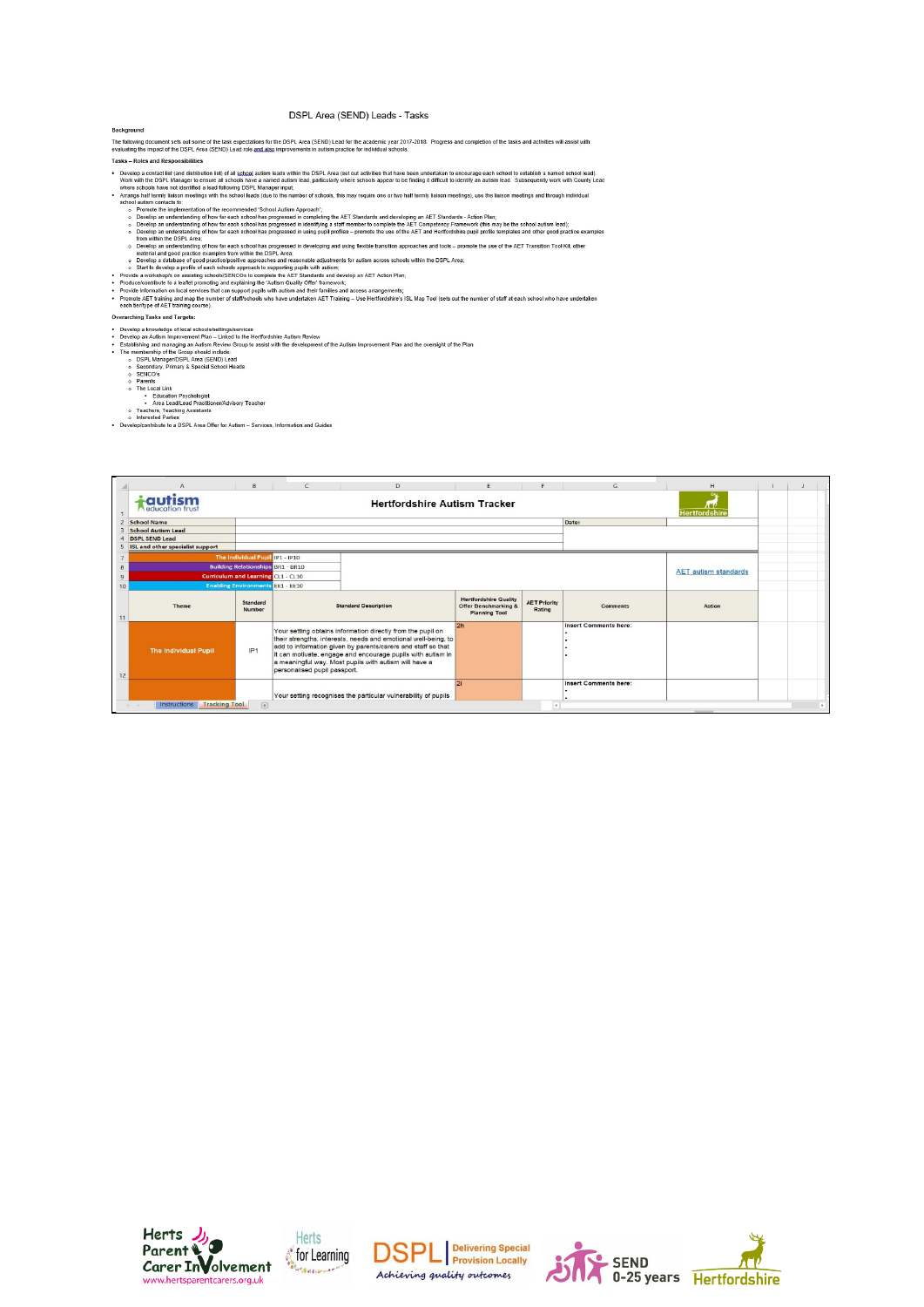# DSPL Area (SEND) Leads - Tasks

**Background**

The following document sets out some of the task expectations for the DSPL Area (SEND) Lead for the academic year 2017-2018. Progress and completion of the tasks and activities will assist with evaluating the impact of the DSPL Area (SEND) Lead role and also improvements in autism practice for individual schools.

**Tasks – Roles and Responsibilities**

- Develop a contact list (and distribution list) of all school autism leads within the DSPL Area (set out activities that have been undertaken to encourage each school to establish a named school lead). Work with the DSPL Manager to ensure all schools have a named autism lead, particularly where schools appear to be finding it difficult to identify an autism lead. Subsequently work with County Lead where schools have not identified a lead following DSPL Manager input;
- Arrange half termly liaison meetings with the school leads (due to the number of schools, this may require one or two half termly liaison meetings), use the liaison meetings and through individual school autism contacts to:
  - Promote the implementation of the recommended 'School Autism Approach';
  - Develop an understanding of how far each school has progressed in completing the AET Standards and developing an AET Standards - Action Plan;
  - Develop an understanding of how far each school has progressed in identifying a staff member to complete the AET Competency Framework (this may be the school autism lead);
  - Develop an understanding of how far each school has progressed in using pupil profiles – promote the use of the AET and Hertfordshire pupil profile templates and other good practice examples from within the DSPL Area;
  - Develop an understanding of how far each school has progressed in developing and using flexible transition approaches and tools – promote the use of the AET Transition Tool Kit, other material and good practice examples from within the DSPL Area;
  - Develop a database of good practice/positive approaches and reasonable adjustments for autism across schools within the DSPL Area;
  - Start to develop a profile of each schools approach to supporting pupils with autism;
- Provide a workshop/s on assisting schools/SENCOs to complete the AET Standards and develop an AET Action Plan;
- Produce/contribute to a leaflet promoting and explaining the 'Autism Quality Offer' framework;
- Provide information on local services that can support pupils with autism and their families and access arrangements;
- Promote AET training and map the number of staff/schools who have undertaken AET Training – Use Hertfordshire's ISL Map Tool (sets out the number of staff at each school who have undertaken each tier/type of AET training course).

**Overarching Tasks and Targets:**

- Develop a knowledge of local schools/settings/services
- Develop an Autism Improvement Plan – Linked to the Hertfordshire Autism Review
- Establishing and managing an Autism Review Group to assist with the development of the Autism Improvement Plan and the oversight of the Plan
- The membership of the Group should include:
  - DSPL Manager/DSPL Area (SEND) Lead
  - Secondary, Primary & Special School Heads
  - SENCO's
  - Parents
  - The Local Link
    - Education Psychologist
    - Area Lead/Lead Practitioner/Advisory Teacher
  - Teachers, Teaching Assistants
  - Interested Parties
- Develop/contribute to a DSPL Area Offer for Autism – Services, Information and Guides

**Hertfordshire Autism Tracker**

| | | | | | | | |
|---|---|---|---|---|---|---|---|
| School Name | | | | | Date: | | |
| School Autism Lead | | | | | | | |
| DSPL SEND Lead | | | | | | | |
| ISL and other specialist support | | | | | | | |
| The Individual Pupil | IP1 - IP10 | | | | | | |
| Building Relationships | BR1 - BR10 | | | | | AET autism standards | |
| Curriculum and Learning | CL1 - CL10 | | | | | | |
| Enabling Environments | EE1 - EE10 | | | | | | |
| Theme | Standard Number | Standard Description | Hertfordshire Quality Offer Benchmarking & Planning Tool | AET Priority Rating | Comments | Action |
| The Individual Pupil | IP1 | Your setting obtains information directly from the pupil on their strengths, interests, needs and emotional well-being, to add to information given by parents/carers and staff so that it can motivate, engage and encourage pupils with autism in a meaningful way. Most pupils with autism will have a personalised pupil passport. | 2h | | Insert Comments here: - - - - | |
| | | Your setting recognises the particular vulnerability of pupils | 2i | | Insert Comments here: - - | |

Instructions | Tracking Tool